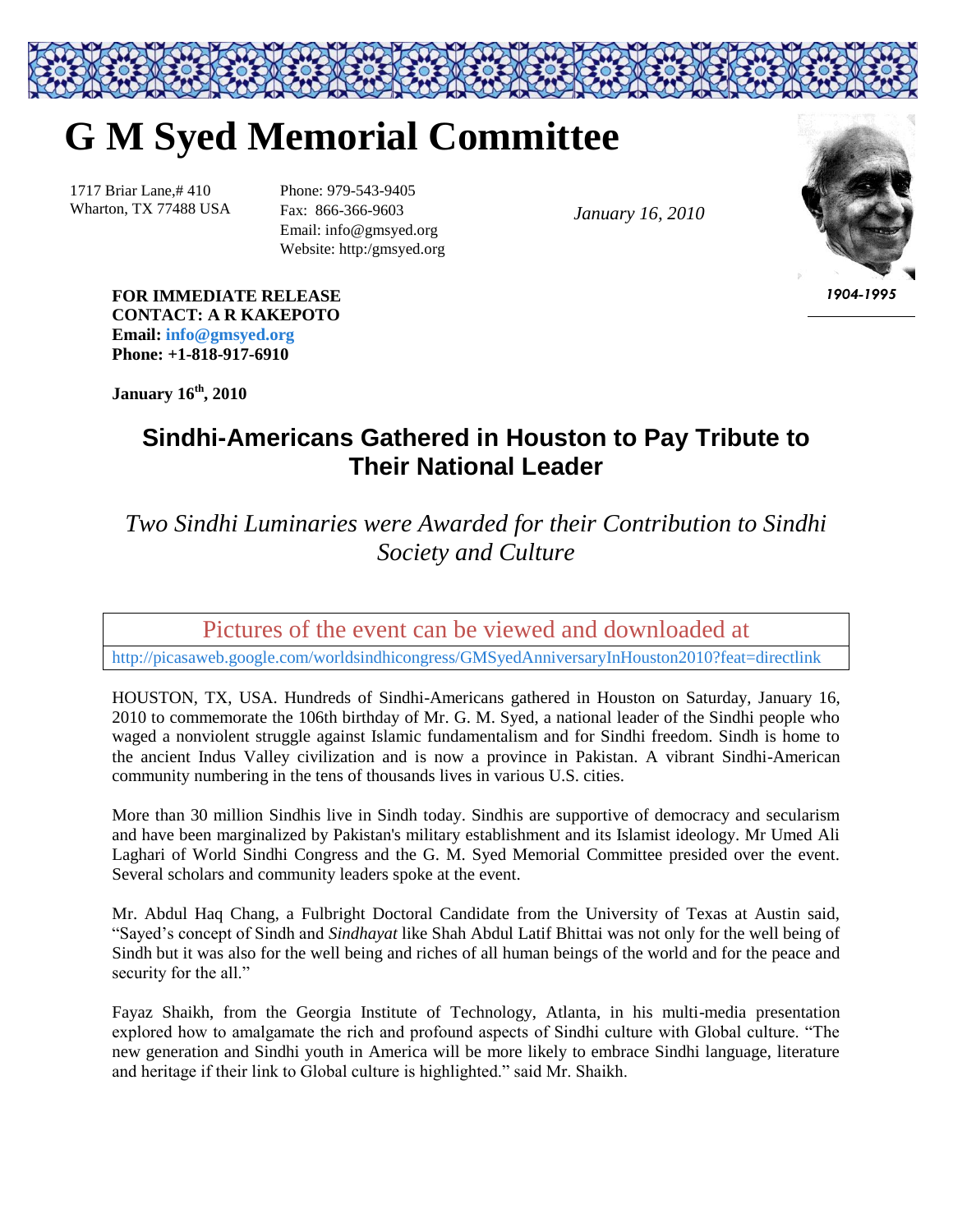# G M Syed Memorial Committee

1717 Briar Lane,# 410
Wharton, TX 77488 USA

Phone: 979-543-9405
Fax: 866-366-9603
Email: info@gmsyed.org
Website: http:/gmsyed.org

*January 16, 2010*

*1904-1995*

**FOR IMMEDIATE RELEASE**
**CONTACT: A R KAKEPOTO**
**Email: info@gmsyed.org**
**Phone: +1-818-917-6910**

**January 16th, 2010**

## Sindhi-Americans Gathered in Houston to Pay Tribute to Their National Leader

*Two Sindhi Luminaries were Awarded for their Contribution to Sindhi Society and Culture*

| Pictures of the event can be viewed and downloaded at |
|---|
| http://picasaweb.google.com/worldsindhicongress/GMSyedAnniversaryInHouston2010?feat=directlink |

HOUSTON, TX, USA. Hundreds of Sindhi-Americans gathered in Houston on Saturday, January 16, 2010 to commemorate the 106th birthday of Mr. G. M. Syed, a national leader of the Sindhi people who waged a nonviolent struggle against Islamic fundamentalism and for Sindhi freedom. Sindh is home to the ancient Indus Valley civilization and is now a province in Pakistan. A vibrant Sindhi-American community numbering in the tens of thousands lives in various U.S. cities.

More than 30 million Sindhis live in Sindh today. Sindhis are supportive of democracy and secularism and have been marginalized by Pakistan's military establishment and its Islamist ideology. Mr Umed Ali Laghari of World Sindhi Congress and the G. M. Syed Memorial Committee presided over the event. Several scholars and community leaders spoke at the event.

Mr. Abdul Haq Chang, a Fulbright Doctoral Candidate from the University of Texas at Austin said, "Sayed's concept of Sindh and *Sindhayat* like Shah Abdul Latif Bhittai was not only for the well being of Sindh but it was also for the well being and riches of all human beings of the world and for the peace and security for the all."

Fayaz Shaikh, from the Georgia Institute of Technology, Atlanta, in his multi-media presentation explored how to amalgamate the rich and profound aspects of Sindhi culture with Global culture. "The new generation and Sindhi youth in America will be more likely to embrace Sindhi language, literature and heritage if their link to Global culture is highlighted." said Mr. Shaikh.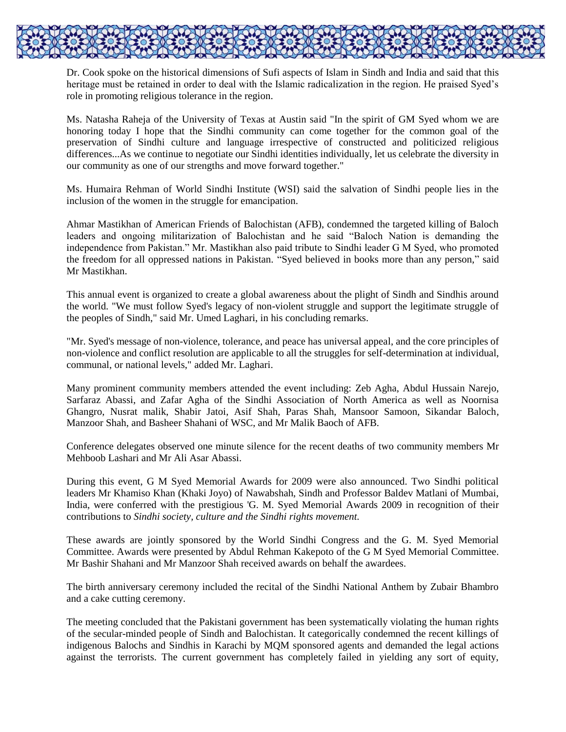Dr. Cook spoke on the historical dimensions of Sufi aspects of Islam in Sindh and India and said that this heritage must be retained in order to deal with the Islamic radicalization in the region. He praised Syed's role in promoting religious tolerance in the region.

Ms. Natasha Raheja of the University of Texas at Austin said "In the spirit of GM Syed whom we are honoring today I hope that the Sindhi community can come together for the common goal of the preservation of Sindhi culture and language irrespective of constructed and politicized religious differences...As we continue to negotiate our Sindhi identities individually, let us celebrate the diversity in our community as one of our strengths and move forward together."

Ms. Humaira Rehman of World Sindhi Institute (WSI) said the salvation of Sindhi people lies in the inclusion of the women in the struggle for emancipation.

Ahmar Mastikhan of American Friends of Balochistan (AFB), condemned the targeted killing of Baloch leaders and ongoing militarization of Balochistan and he said "Baloch Nation is demanding the independence from Pakistan." Mr. Mastikhan also paid tribute to Sindhi leader G M Syed, who promoted the freedom for all oppressed nations in Pakistan. "Syed believed in books more than any person," said Mr Mastikhan.

This annual event is organized to create a global awareness about the plight of Sindh and Sindhis around the world. "We must follow Syed's legacy of non-violent struggle and support the legitimate struggle of the peoples of Sindh," said Mr. Umed Laghari, in his concluding remarks.

"Mr. Syed's message of non-violence, tolerance, and peace has universal appeal, and the core principles of non-violence and conflict resolution are applicable to all the struggles for self-determination at individual, communal, or national levels," added Mr. Laghari.

Many prominent community members attended the event including: Zeb Agha, Abdul Hussain Narejo, Sarfaraz Abassi, and Zafar Agha of the Sindhi Association of North America as well as Noornisa Ghangro, Nusrat malik, Shabir Jatoi, Asif Shah, Paras Shah, Mansoor Samoon, Sikandar Baloch, Manzoor Shah, and Basheer Shahani of WSC, and Mr Malik Baoch of AFB.

Conference delegates observed one minute silence for the recent deaths of two community members Mr Mehboob Lashari and Mr Ali Asar Abassi.

During this event, G M Syed Memorial Awards for 2009 were also announced. Two Sindhi political leaders Mr Khamiso Khan (Khaki Joyo) of Nawabshah, Sindh and Professor Baldev Matlani of Mumbai, India, were conferred with the prestigious 'G. M. Syed Memorial Awards 2009 in recognition of their contributions to *Sindhi society, culture and the Sindhi rights movement.*

These awards are jointly sponsored by the World Sindhi Congress and the G. M. Syed Memorial Committee. Awards were presented by Abdul Rehman Kakepoto of the G M Syed Memorial Committee. Mr Bashir Shahani and Mr Manzoor Shah received awards on behalf the awardees.

The birth anniversary ceremony included the recital of the Sindhi National Anthem by Zubair Bhambro and a cake cutting ceremony.

The meeting concluded that the Pakistani government has been systematically violating the human rights of the secular-minded people of Sindh and Balochistan. It categorically condemned the recent killings of indigenous Balochs and Sindhis in Karachi by MQM sponsored agents and demanded the legal actions against the terrorists. The current government has completely failed in yielding any sort of equity,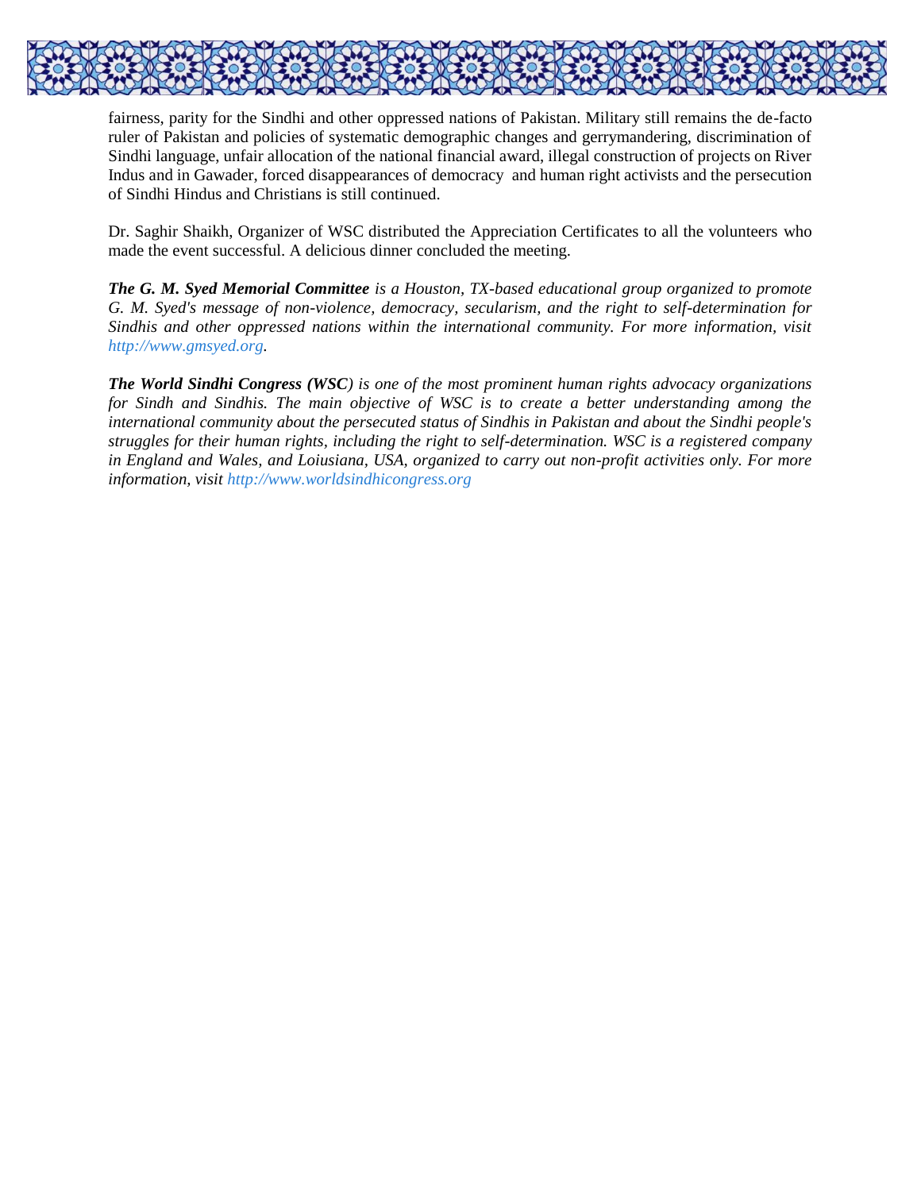fairness, parity for the Sindhi and other oppressed nations of Pakistan. Military still remains the de-facto ruler of Pakistan and policies of systematic demographic changes and gerrymandering, discrimination of Sindhi language, unfair allocation of the national financial award, illegal construction of projects on River Indus and in Gawader, forced disappearances of democracy and human right activists and the persecution of Sindhi Hindus and Christians is still continued.

Dr. Saghir Shaikh, Organizer of WSC distributed the Appreciation Certificates to all the volunteers who made the event successful. A delicious dinner concluded the meeting.

***The G. M. Syed Memorial Committee*** *is a Houston, TX-based educational group organized to promote G. M. Syed's message of non-violence, democracy, secularism, and the right to self-determination for Sindhis and other oppressed nations within the international community. For more information, visit http://www.gmsyed.org.*

***The World Sindhi Congress (WSC****) is one of the most prominent human rights advocacy organizations for Sindh and Sindhis. The main objective of WSC is to create a better understanding among the international community about the persecuted status of Sindhis in Pakistan and about the Sindhi people's struggles for their human rights, including the right to self-determination. WSC is a registered company in England and Wales, and Loiusiana, USA, organized to carry out non-profit activities only. For more information, visit http://www.worldsindhicongress.org*